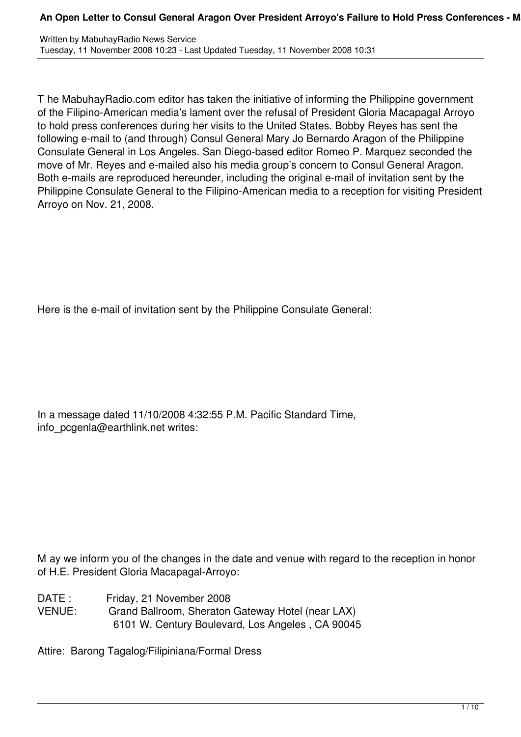The MabuhayRadio.com editor has taken the initiative of informing the Philippine government of the Filipino-American media's lament over the refusal of President Gloria Macapagal Arroyo to hold press conferences during her visits to the United States. Bobby Reyes has sent the following e-mail to (and through) Consul General Mary Jo Bernardo Aragon of the Philippine Consulate General in Los Angeles. San Diego-based editor Romeo P. Marquez seconded the move of Mr. Reyes and e-mailed also his media group's concern to Consul General Aragon. Both e-mails are reproduced hereunder, including the original e-mail of invitation sent by the Philippine Consulate General to the Filipino-American media to a reception for visiting President Arroyo on Nov. 21, 2008.

Here is the e-mail of invitation sent by the Philippine Consulate General:

In a message dated 11/10/2008 4:32:55 P.M. Pacific Standard Time, info_pcgenla@earthlink.net writes:

May we inform you of the changes in the date and venue with regard to the reception in honor of H.E. President Gloria Macapagal-Arroyo:

DATE : Friday, 21 November 2008
VENUE: Grand Ballroom, Sheraton Gateway Hotel (near LAX)
6101 W. Century Boulevard, Los Angeles , CA 90045

Attire: Barong Tagalog/Filipiniana/Formal Dress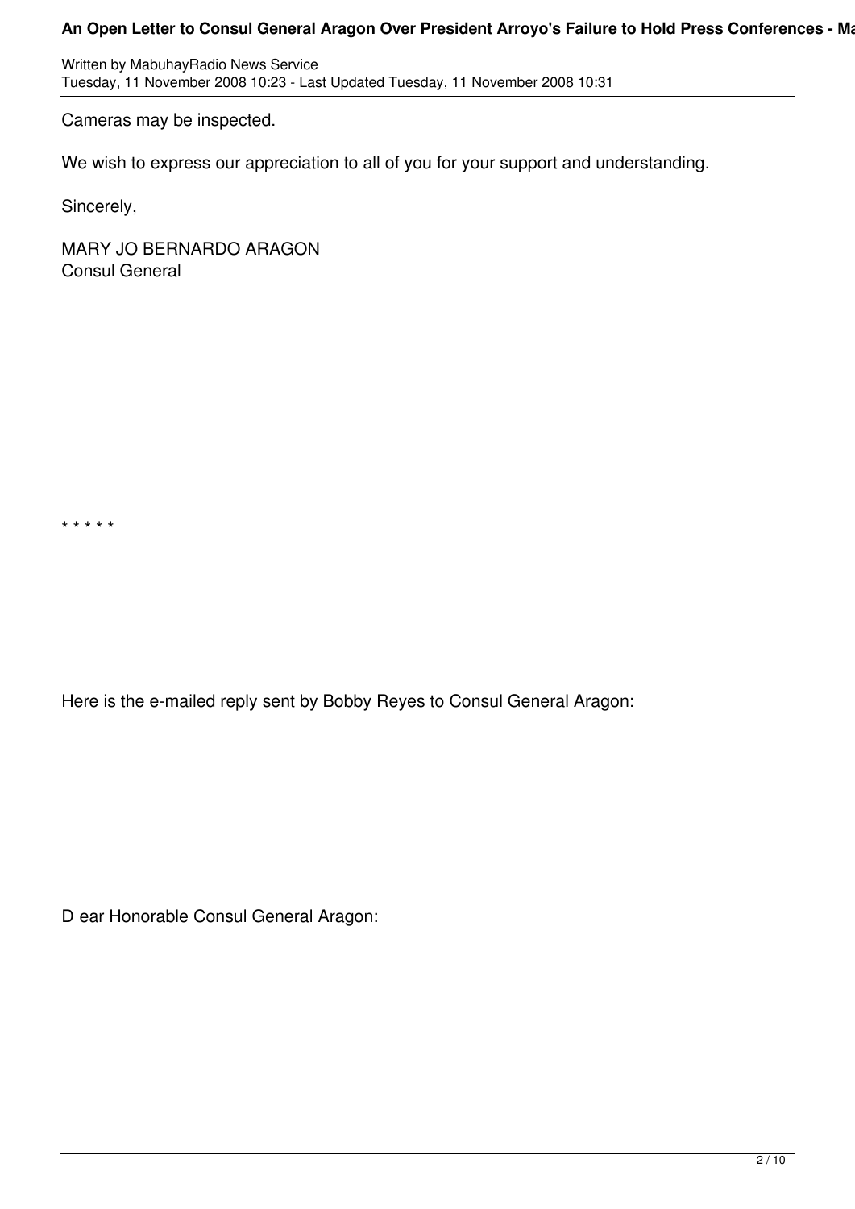Cameras may be inspected.

We wish to express our appreciation to all of you for your support and understanding.

Sincerely,

MARY JO BERNARDO ARAGON
Consul General

* * * * *

Here is the e-mailed reply sent by Bobby Reyes to Consul General Aragon:

D ear Honorable Consul General Aragon: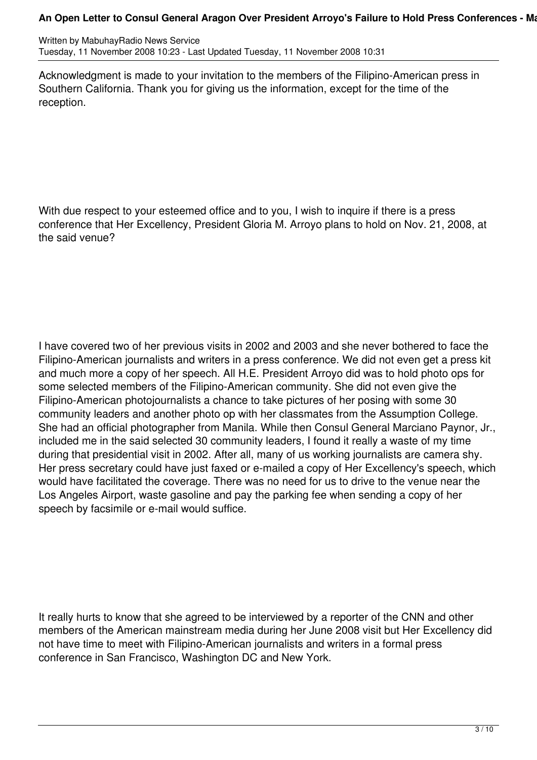Acknowledgment is made to your invitation to the members of the Filipino-American press in Southern California. Thank you for giving us the information, except for the time of the reception.

With due respect to your esteemed office and to you, I wish to inquire if there is a press conference that Her Excellency, President Gloria M. Arroyo plans to hold on Nov. 21, 2008, at the said venue?

I have covered two of her previous visits in 2002 and 2003 and she never bothered to face the Filipino-American journalists and writers in a press conference. We did not even get a press kit and much more a copy of her speech. All H.E. President Arroyo did was to hold photo ops for some selected members of the Filipino-American community. She did not even give the Filipino-American photojournalists a chance to take pictures of her posing with some 30 community leaders and another photo op with her classmates from the Assumption College. She had an official photographer from Manila. While then Consul General Marciano Paynor, Jr., included me in the said selected 30 community leaders, I found it really a waste of my time during that presidential visit in 2002. After all, many of us working journalists are camera shy. Her press secretary could have just faxed or e-mailed a copy of Her Excellency's speech, which would have facilitated the coverage. There was no need for us to drive to the venue near the Los Angeles Airport, waste gasoline and pay the parking fee when sending a copy of her speech by facsimile or e-mail would suffice.

It really hurts to know that she agreed to be interviewed by a reporter of the CNN and other members of the American mainstream media during her June 2008 visit but Her Excellency did not have time to meet with Filipino-American journalists and writers in a formal press conference in San Francisco, Washington DC and New York.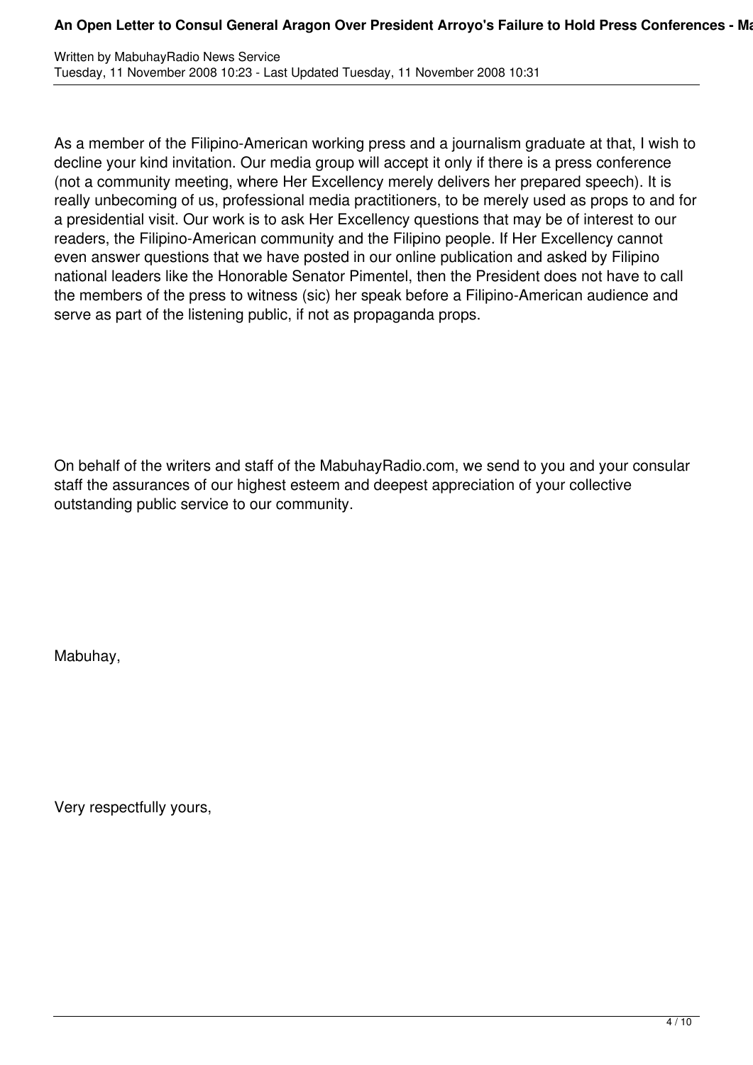As a member of the Filipino-American working press and a journalism graduate at that, I wish to decline your kind invitation. Our media group will accept it only if there is a press conference (not a community meeting, where Her Excellency merely delivers her prepared speech). It is really unbecoming of us, professional media practitioners, to be merely used as props to and for a presidential visit. Our work is to ask Her Excellency questions that may be of interest to our readers, the Filipino-American community and the Filipino people. If Her Excellency cannot even answer questions that we have posted in our online publication and asked by Filipino national leaders like the Honorable Senator Pimentel, then the President does not have to call the members of the press to witness (sic) her speak before a Filipino-American audience and serve as part of the listening public, if not as propaganda props.

On behalf of the writers and staff of the MabuhayRadio.com, we send to you and your consular staff the assurances of our highest esteem and deepest appreciation of your collective outstanding public service to our community.

Mabuhay,

Very respectfully yours,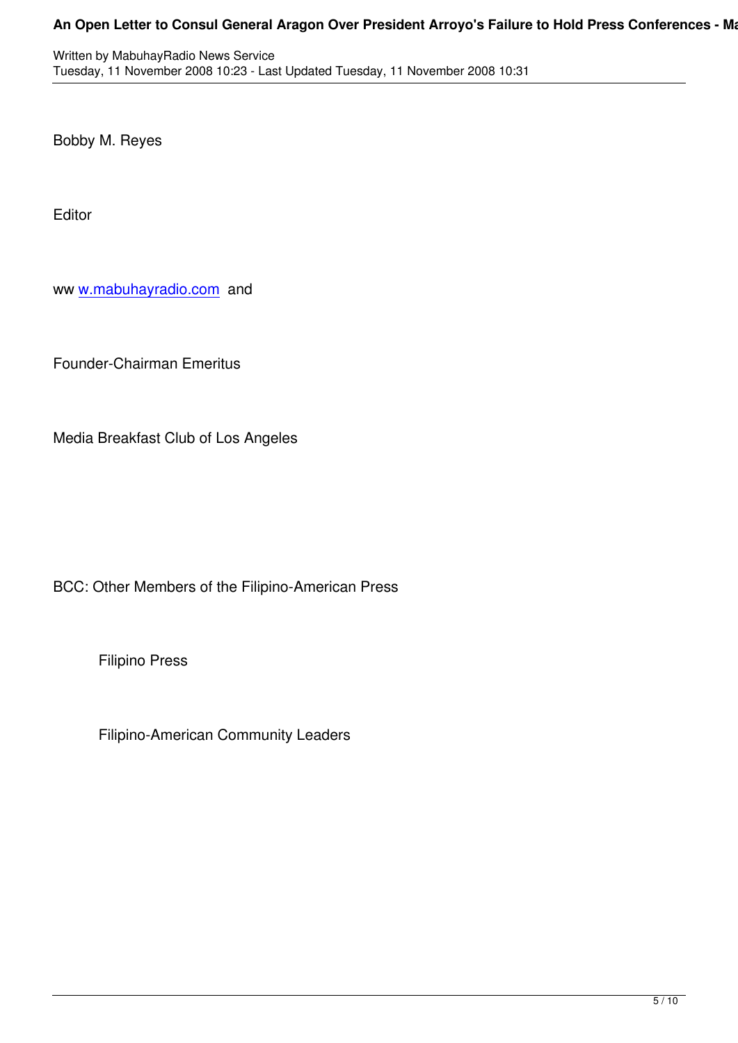Bobby M. Reyes

Editor

ww w.mabuhayradio.com and

Founder-Chairman Emeritus

Media Breakfast Club of Los Angeles

BCC: Other Members of the Filipino-American Press

Filipino Press

Filipino-American Community Leaders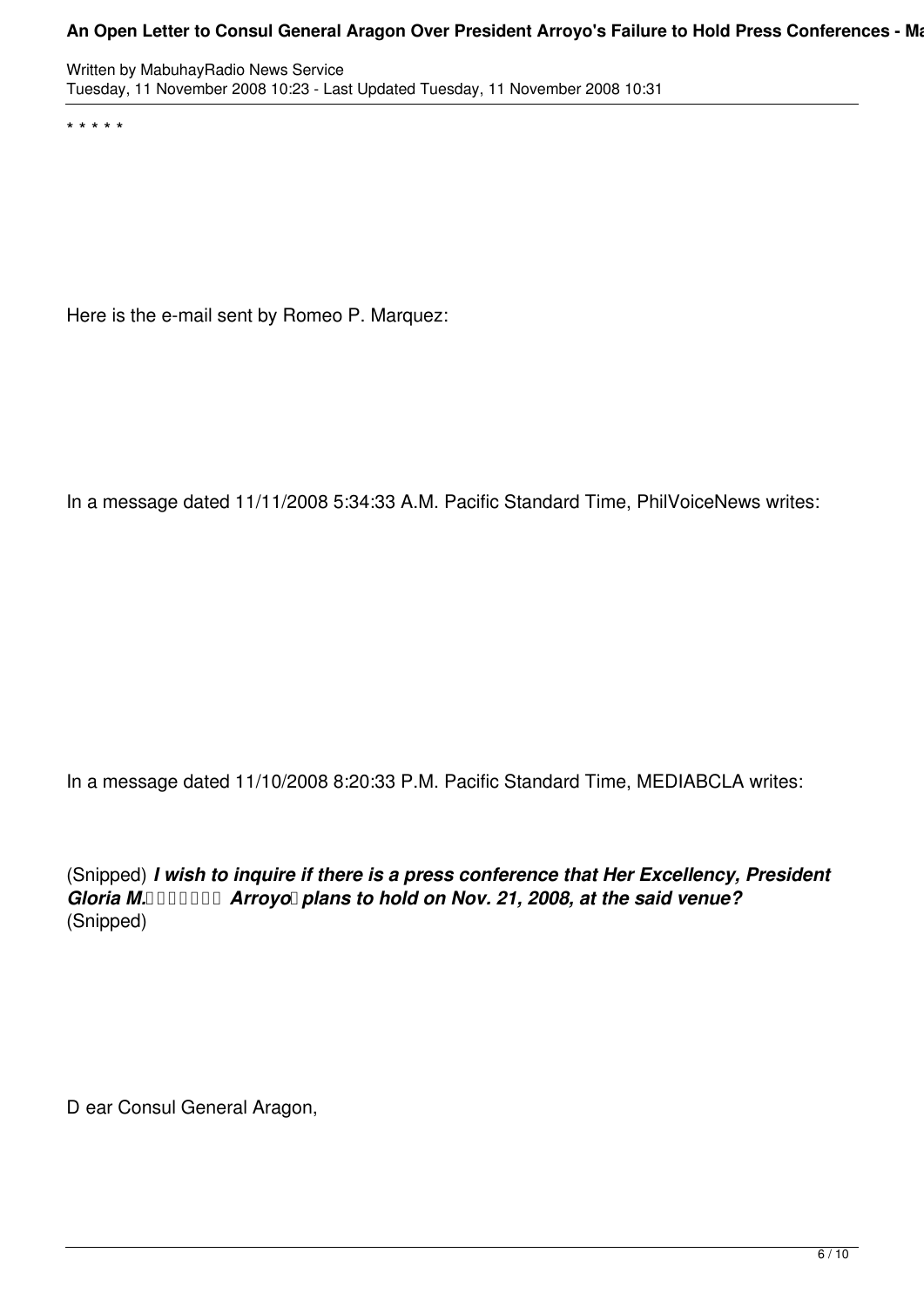\* \* \* \* \*

Here is the e-mail sent by Romeo P. Marquez:

In a message dated 11/11/2008 5:34:33 A.M. Pacific Standard Time, PhilVoiceNews writes:

In a message dated 11/10/2008 8:20:33 P.M. Pacific Standard Time, MEDIABCLA writes:

(Snipped) ***I wish to inquire if there is a press conference that Her Excellency, President Gloria M. Arroyo plans to hold on Nov. 21, 2008, at the said venue?***
(Snipped)

D ear Consul General Aragon,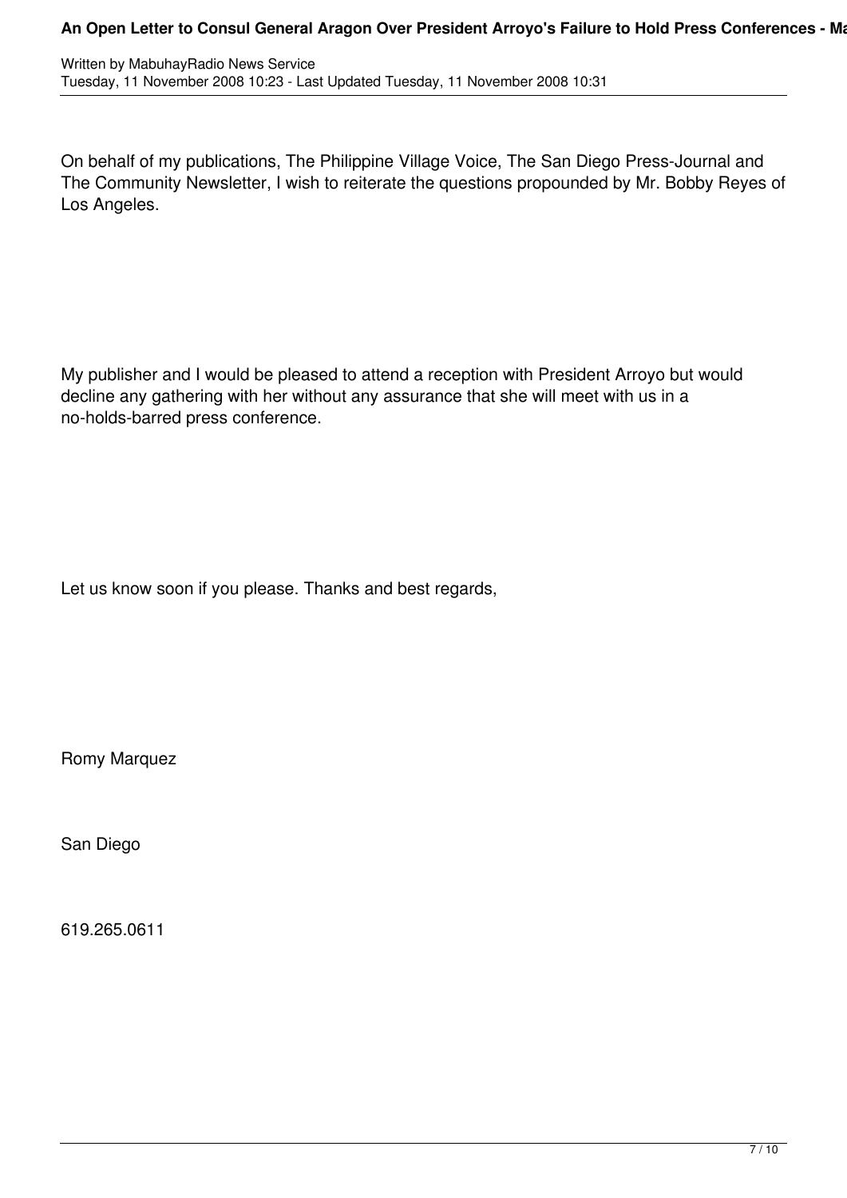On behalf of my publications, The Philippine Village Voice, The San Diego Press-Journal and The Community Newsletter, I wish to reiterate the questions propounded by Mr. Bobby Reyes of Los Angeles.

My publisher and I would be pleased to attend a reception with President Arroyo but would decline any gathering with her without any assurance that she will meet with us in a no-holds-barred press conference.

Let us know soon if you please. Thanks and best regards,

Romy Marquez

San Diego

619.265.0611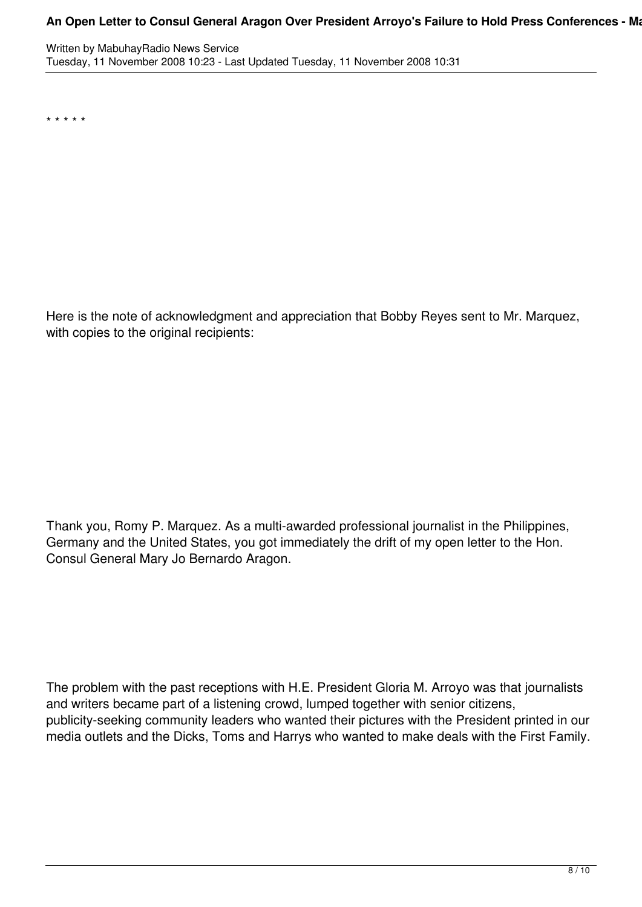* * * * *

Here is the note of acknowledgment and appreciation that Bobby Reyes sent to Mr. Marquez, with copies to the original recipients:

Thank you, Romy P. Marquez. As a multi-awarded professional journalist in the Philippines, Germany and the United States, you got immediately the drift of my open letter to the Hon. Consul General Mary Jo Bernardo Aragon.

The problem with the past receptions with H.E. President Gloria M. Arroyo was that journalists and writers became part of a listening crowd, lumped together with senior citizens, publicity-seeking community leaders who wanted their pictures with the President printed in our media outlets and the Dicks, Toms and Harrys who wanted to make deals with the First Family.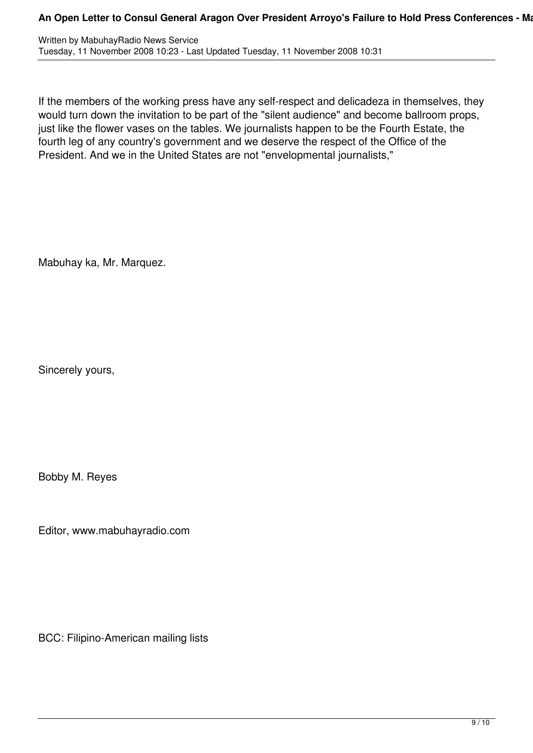If the members of the working press have any self-respect and delicadeza in themselves, they would turn down the invitation to be part of the "silent audience" and become ballroom props, just like the flower vases on the tables. We journalists happen to be the Fourth Estate, the fourth leg of any country's government and we deserve the respect of the Office of the President. And we in the United States are not "envelopmental journalists,"

Mabuhay ka, Mr. Marquez.

Sincerely yours,

Bobby M. Reyes

Editor, www.mabuhayradio.com

BCC: Filipino-American mailing lists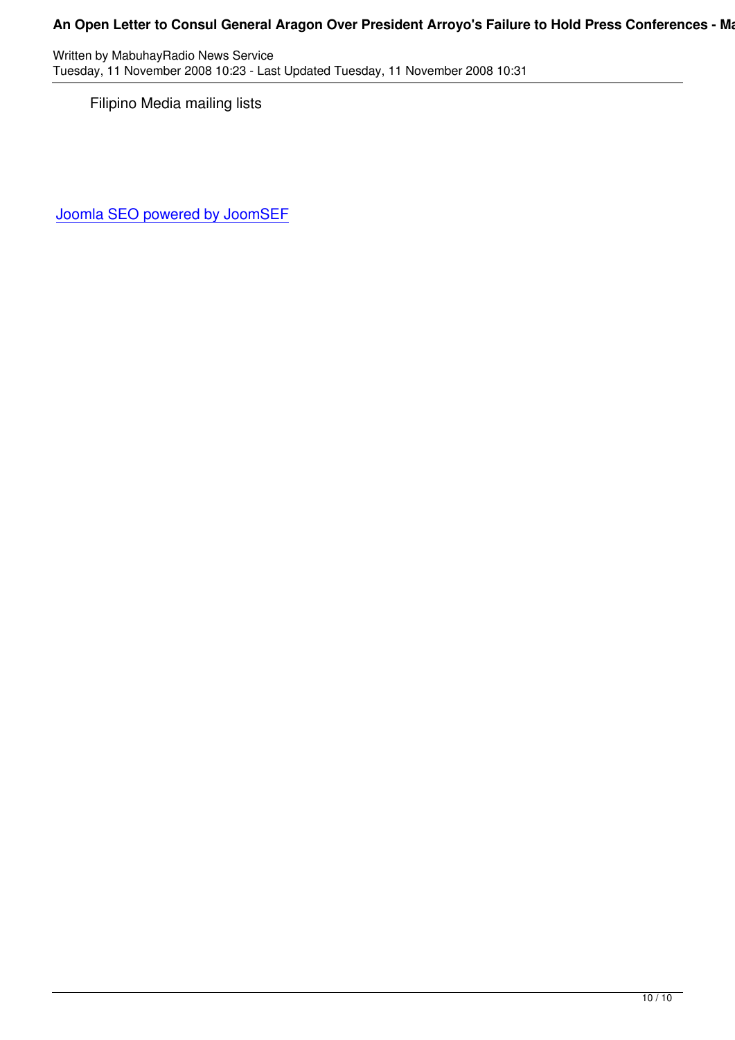Filipino Media mailing lists

[Joomla SEO powered by JoomSEF]